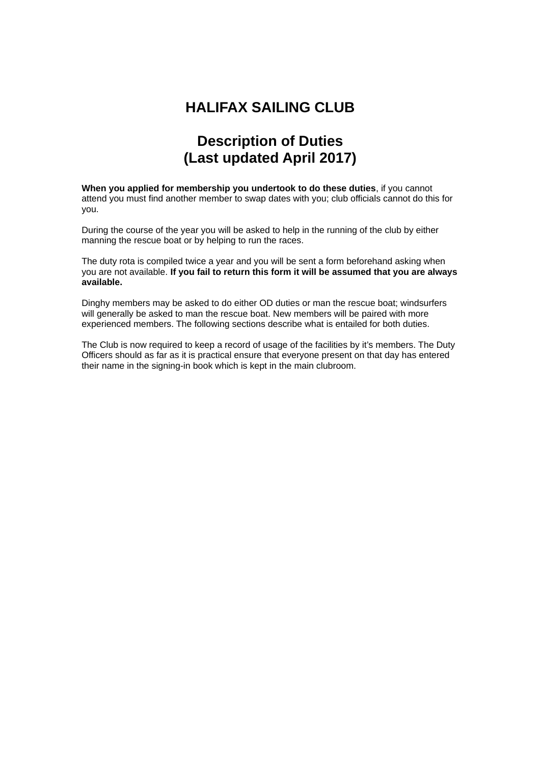# HALIFAX SAILING CLUB

## Description of Duties
## (Last updated April 2017)

**When you applied for membership you undertook to do these duties**, if you cannot attend you must find another member to swap dates with you; club officials cannot do this for you.

During the course of the year you will be asked to help in the running of the club by either manning the rescue boat or by helping to run the races.

The duty rota is compiled twice a year and you will be sent a form beforehand asking when you are not available. **If you fail to return this form it will be assumed that you are always available.**

Dinghy members may be asked to do either OD duties or man the rescue boat; windsurfers will generally be asked to man the rescue boat. New members will be paired with more experienced members. The following sections describe what is entailed for both duties.

The Club is now required to keep a record of usage of the facilities by it's members. The Duty Officers should as far as it is practical ensure that everyone present on that day has entered their name in the signing-in book which is kept in the main clubroom.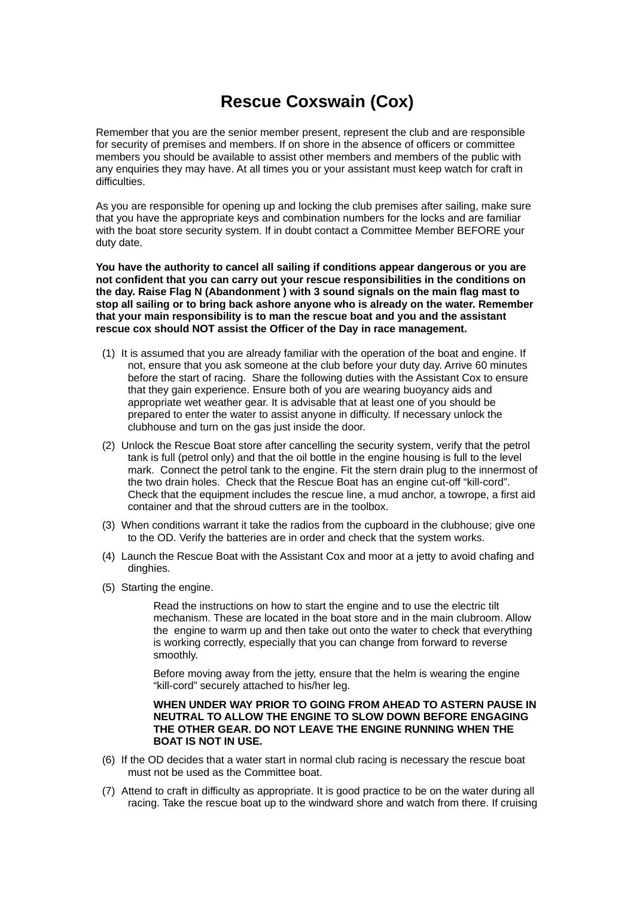# Rescue Coxswain (Cox)

Remember that you are the senior member present, represent the club and are responsible for security of premises and members. If on shore in the absence of officers or committee members you should be available to assist other members and members of the public with any enquiries they may have. At all times you or your assistant must keep watch for craft in difficulties.

As you are responsible for opening up and locking the club premises after sailing, make sure that you have the appropriate keys and combination numbers for the locks and are familiar with the boat store security system. If in doubt contact a Committee Member BEFORE your duty date.

**You have the authority to cancel all sailing if conditions appear dangerous or you are not confident that you can carry out your rescue responsibilities in the conditions on the day. Raise Flag N (Abandonment ) with 3 sound signals on the main flag mast to stop all sailing or to bring back ashore anyone who is already on the water. Remember that your main responsibility is to man the rescue boat and you and the assistant rescue cox should NOT assist the Officer of the Day in race management.**

(1) It is assumed that you are already familiar with the operation of the boat and engine. If not, ensure that you ask someone at the club before your duty day. Arrive 60 minutes before the start of racing. Share the following duties with the Assistant Cox to ensure that they gain experience. Ensure both of you are wearing buoyancy aids and appropriate wet weather gear. It is advisable that at least one of you should be prepared to enter the water to assist anyone in difficulty. If necessary unlock the clubhouse and turn on the gas just inside the door.

(2) Unlock the Rescue Boat store after cancelling the security system, verify that the petrol tank is full (petrol only) and that the oil bottle in the engine housing is full to the level mark. Connect the petrol tank to the engine. Fit the stern drain plug to the innermost of the two drain holes. Check that the Rescue Boat has an engine cut-off "kill-cord". Check that the equipment includes the rescue line, a mud anchor, a towrope, a first aid container and that the shroud cutters are in the toolbox.

(3) When conditions warrant it take the radios from the cupboard in the clubhouse; give one to the OD. Verify the batteries are in order and check that the system works.

(4) Launch the Rescue Boat with the Assistant Cox and moor at a jetty to avoid chafing and dinghies.

(5) Starting the engine.

Read the instructions on how to start the engine and to use the electric tilt mechanism. These are located in the boat store and in the main clubroom. Allow the engine to warm up and then take out onto the water to check that everything is working correctly, especially that you can change from forward to reverse smoothly.

Before moving away from the jetty, ensure that the helm is wearing the engine "kill-cord" securely attached to his/her leg.

**WHEN UNDER WAY PRIOR TO GOING FROM AHEAD TO ASTERN PAUSE IN NEUTRAL TO ALLOW THE ENGINE TO SLOW DOWN BEFORE ENGAGING THE OTHER GEAR. DO NOT LEAVE THE ENGINE RUNNING WHEN THE BOAT IS NOT IN USE.**

(6) If the OD decides that a water start in normal club racing is necessary the rescue boat must not be used as the Committee boat.

(7) Attend to craft in difficulty as appropriate. It is good practice to be on the water during all racing. Take the rescue boat up to the windward shore and watch from there. If cruising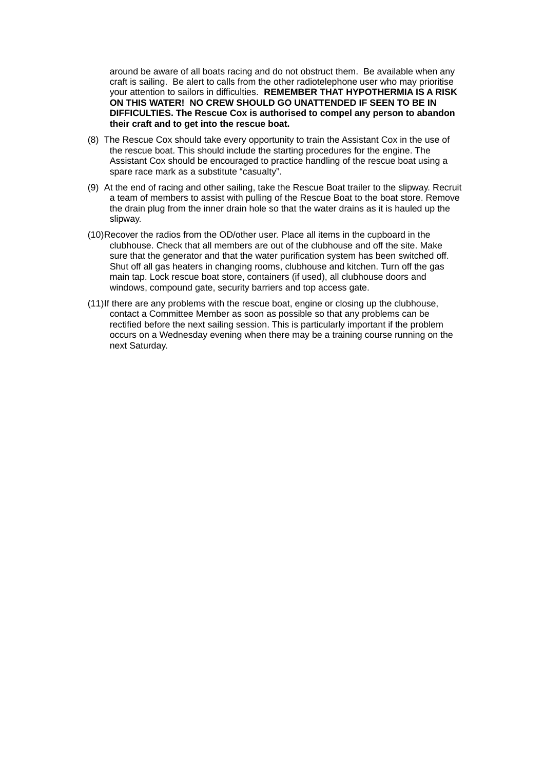around be aware of all boats racing and do not obstruct them. Be available when any craft is sailing. Be alert to calls from the other radiotelephone user who may prioritise your attention to sailors in difficulties. **REMEMBER THAT HYPOTHERMIA IS A RISK ON THIS WATER! NO CREW SHOULD GO UNATTENDED IF SEEN TO BE IN DIFFICULTIES. The Rescue Cox is authorised to compel any person to abandon their craft and to get into the rescue boat.**

(8) The Rescue Cox should take every opportunity to train the Assistant Cox in the use of the rescue boat. This should include the starting procedures for the engine. The Assistant Cox should be encouraged to practice handling of the rescue boat using a spare race mark as a substitute “casualty”.

(9) At the end of racing and other sailing, take the Rescue Boat trailer to the slipway. Recruit a team of members to assist with pulling of the Rescue Boat to the boat store. Remove the drain plug from the inner drain hole so that the water drains as it is hauled up the slipway.

(10) Recover the radios from the OD/other user. Place all items in the cupboard in the clubhouse. Check that all members are out of the clubhouse and off the site. Make sure that the generator and that the water purification system has been switched off. Shut off all gas heaters in changing rooms, clubhouse and kitchen. Turn off the gas main tap. Lock rescue boat store, containers (if used), all clubhouse doors and windows, compound gate, security barriers and top access gate.

(11) If there are any problems with the rescue boat, engine or closing up the clubhouse, contact a Committee Member as soon as possible so that any problems can be rectified before the next sailing session. This is particularly important if the problem occurs on a Wednesday evening when there may be a training course running on the next Saturday.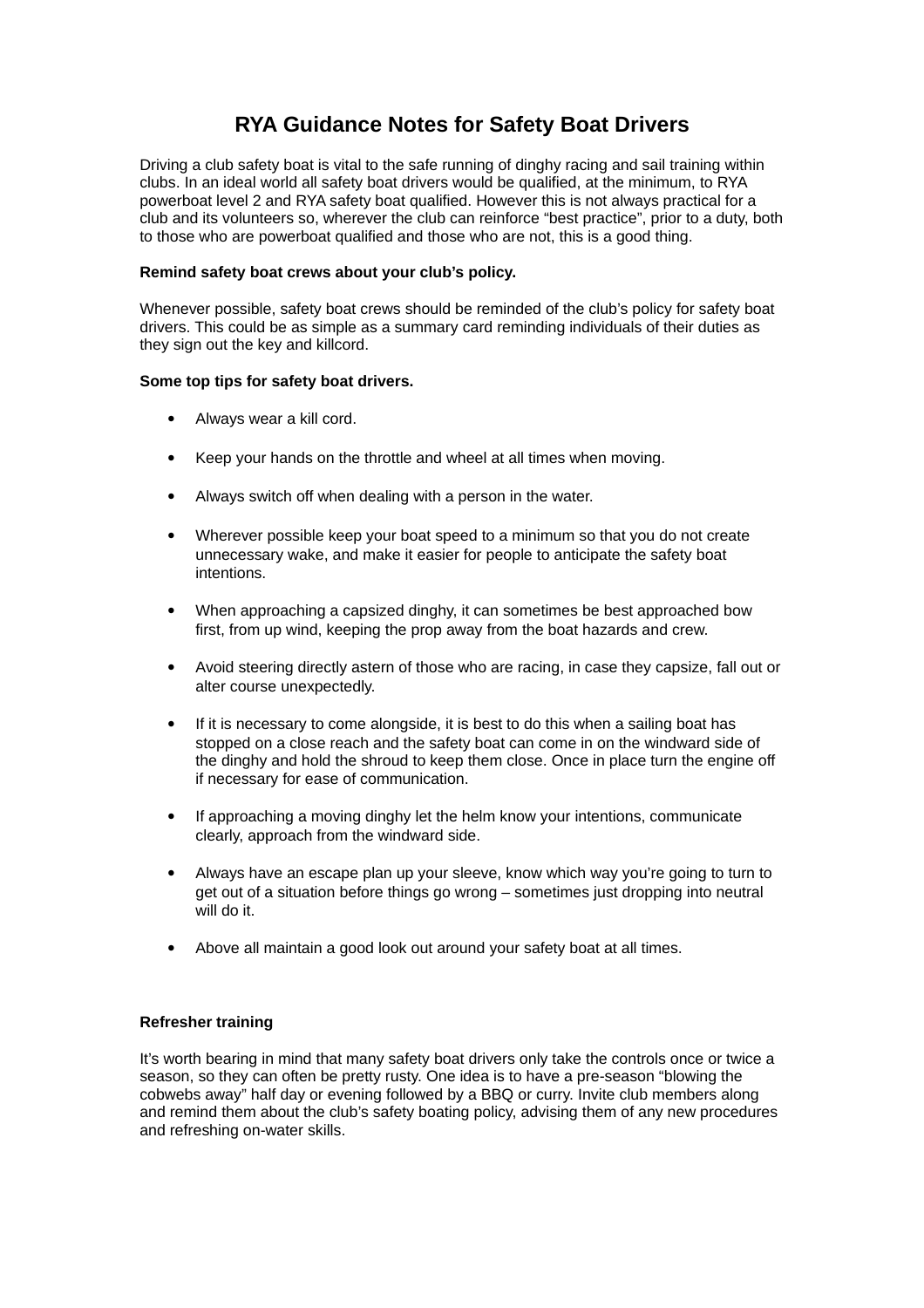# RYA Guidance Notes for Safety Boat Drivers

Driving a club safety boat is vital to the safe running of dinghy racing and sail training within clubs. In an ideal world all safety boat drivers would be qualified, at the minimum, to RYA powerboat level 2 and RYA safety boat qualified. However this is not always practical for a club and its volunteers so, wherever the club can reinforce "best practice", prior to a duty, both to those who are powerboat qualified and those who are not, this is a good thing.

**Remind safety boat crews about your club's policy.**

Whenever possible, safety boat crews should be reminded of the club's policy for safety boat drivers. This could be as simple as a summary card reminding individuals of their duties as they sign out the key and killcord.

**Some top tips for safety boat drivers.**

- Always wear a kill cord.
- Keep your hands on the throttle and wheel at all times when moving.
- Always switch off when dealing with a person in the water.
- Wherever possible keep your boat speed to a minimum so that you do not create unnecessary wake, and make it easier for people to anticipate the safety boat intentions.
- When approaching a capsized dinghy, it can sometimes be best approached bow first, from up wind, keeping the prop away from the boat hazards and crew.
- Avoid steering directly astern of those who are racing, in case they capsize, fall out or alter course unexpectedly.
- If it is necessary to come alongside, it is best to do this when a sailing boat has stopped on a close reach and the safety boat can come in on the windward side of the dinghy and hold the shroud to keep them close. Once in place turn the engine off if necessary for ease of communication.
- If approaching a moving dinghy let the helm know your intentions, communicate clearly, approach from the windward side.
- Always have an escape plan up your sleeve, know which way you're going to turn to get out of a situation before things go wrong – sometimes just dropping into neutral will do it.
- Above all maintain a good look out around your safety boat at all times.

**Refresher training**

It's worth bearing in mind that many safety boat drivers only take the controls once or twice a season, so they can often be pretty rusty. One idea is to have a pre-season "blowing the cobwebs away" half day or evening followed by a BBQ or curry. Invite club members along and remind them about the club's safety boating policy, advising them of any new procedures and refreshing on-water skills.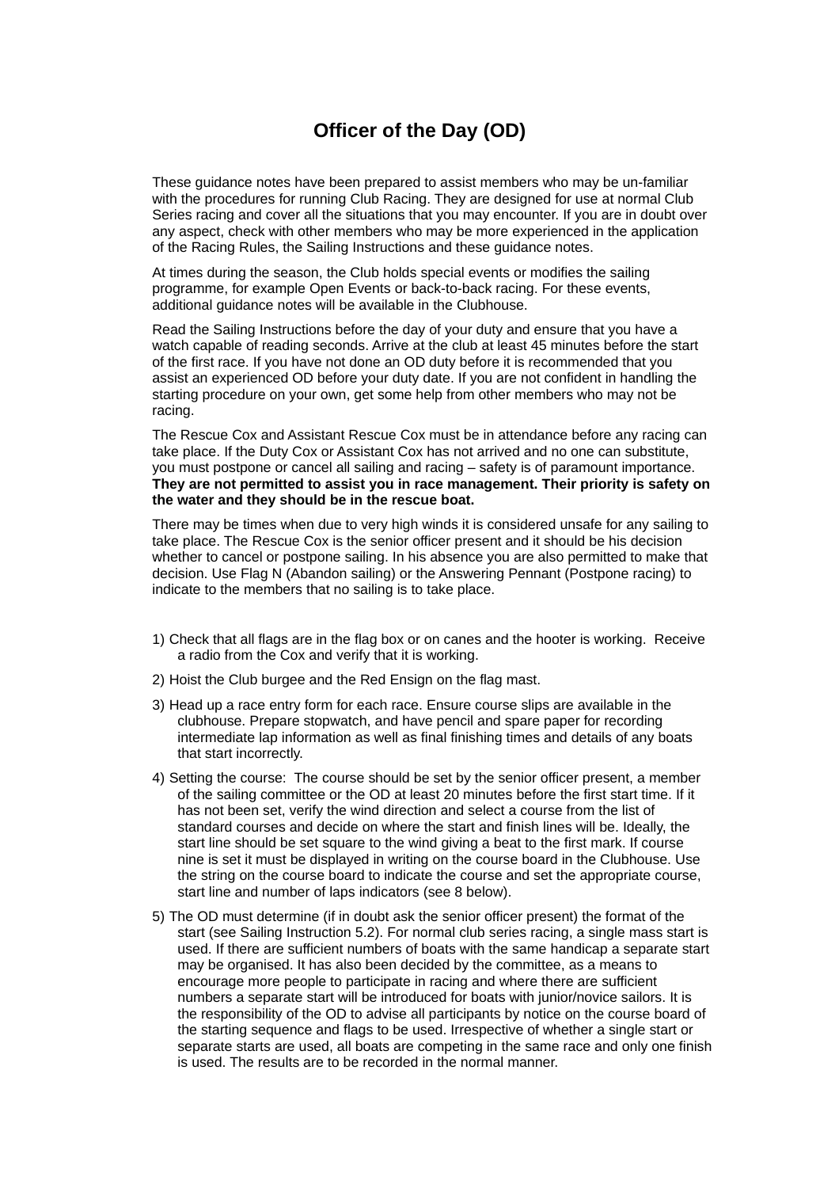# Officer of the Day (OD)

These guidance notes have been prepared to assist members who may be un-familiar with the procedures for running Club Racing. They are designed for use at normal Club Series racing and cover all the situations that you may encounter. If you are in doubt over any aspect, check with other members who may be more experienced in the application of the Racing Rules, the Sailing Instructions and these guidance notes.

At times during the season, the Club holds special events or modifies the sailing programme, for example Open Events or back-to-back racing. For these events, additional guidance notes will be available in the Clubhouse.

Read the Sailing Instructions before the day of your duty and ensure that you have a watch capable of reading seconds. Arrive at the club at least 45 minutes before the start of the first race. If you have not done an OD duty before it is recommended that you assist an experienced OD before your duty date. If you are not confident in handling the starting procedure on your own, get some help from other members who may not be racing.

The Rescue Cox and Assistant Rescue Cox must be in attendance before any racing can take place. If the Duty Cox or Assistant Cox has not arrived and no one can substitute, you must postpone or cancel all sailing and racing – safety is of paramount importance. **They are not permitted to assist you in race management. Their priority is safety on the water and they should be in the rescue boat.**

There may be times when due to very high winds it is considered unsafe for any sailing to take place. The Rescue Cox is the senior officer present and it should be his decision whether to cancel or postpone sailing. In his absence you are also permitted to make that decision. Use Flag N (Abandon sailing) or the Answering Pennant (Postpone racing) to indicate to the members that no sailing is to take place.

1) Check that all flags are in the flag box or on canes and the hooter is working. Receive a radio from the Cox and verify that it is working.

2) Hoist the Club burgee and the Red Ensign on the flag mast.

3) Head up a race entry form for each race. Ensure course slips are available in the clubhouse. Prepare stopwatch, and have pencil and spare paper for recording intermediate lap information as well as final finishing times and details of any boats that start incorrectly.

4) Setting the course: The course should be set by the senior officer present, a member of the sailing committee or the OD at least 20 minutes before the first start time. If it has not been set, verify the wind direction and select a course from the list of standard courses and decide on where the start and finish lines will be. Ideally, the start line should be set square to the wind giving a beat to the first mark. If course nine is set it must be displayed in writing on the course board in the Clubhouse. Use the string on the course board to indicate the course and set the appropriate course, start line and number of laps indicators (see 8 below).

5) The OD must determine (if in doubt ask the senior officer present) the format of the start (see Sailing Instruction 5.2). For normal club series racing, a single mass start is used. If there are sufficient numbers of boats with the same handicap a separate start may be organised. It has also been decided by the committee, as a means to encourage more people to participate in racing and where there are sufficient numbers a separate start will be introduced for boats with junior/novice sailors. It is the responsibility of the OD to advise all participants by notice on the course board of the starting sequence and flags to be used. Irrespective of whether a single start or separate starts are used, all boats are competing in the same race and only one finish is used. The results are to be recorded in the normal manner.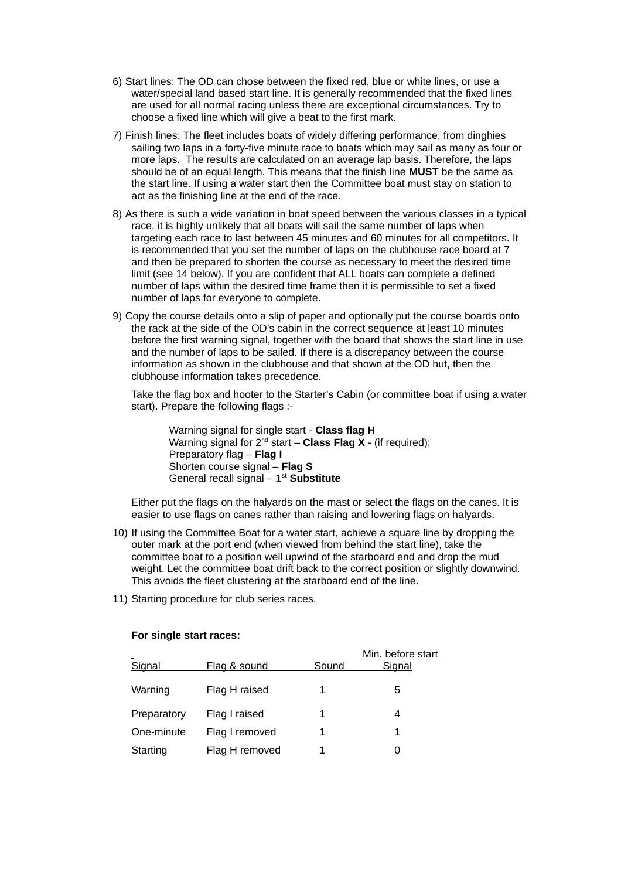6) Start lines: The OD can chose between the fixed red, blue or white lines, or use a water/special land based start line. It is generally recommended that the fixed lines are used for all normal racing unless there are exceptional circumstances. Try to choose a fixed line which will give a beat to the first mark.

7) Finish lines: The fleet includes boats of widely differing performance, from dinghies sailing two laps in a forty-five minute race to boats which may sail as many as four or more laps. The results are calculated on an average lap basis. Therefore, the laps should be of an equal length. This means that the finish line **MUST** be the same as the start line. If using a water start then the Committee boat must stay on station to act as the finishing line at the end of the race.

8) As there is such a wide variation in boat speed between the various classes in a typical race, it is highly unlikely that all boats will sail the same number of laps when targeting each race to last between 45 minutes and 60 minutes for all competitors. It is recommended that you set the number of laps on the clubhouse race board at 7 and then be prepared to shorten the course as necessary to meet the desired time limit (see 14 below). If you are confident that ALL boats can complete a defined number of laps within the desired time frame then it is permissible to set a fixed number of laps for everyone to complete.

9) Copy the course details onto a slip of paper and optionally put the course boards onto the rack at the side of the OD's cabin in the correct sequence at least 10 minutes before the first warning signal, together with the board that shows the start line in use and the number of laps to be sailed. If there is a discrepancy between the course information as shown in the clubhouse and that shown at the OD hut, then the clubhouse information takes precedence.

   Take the flag box and hooter to the Starter's Cabin (or committee boat if using a water start). Prepare the following flags :-

   Warning signal for single start - **Class flag H**
   Warning signal for 2nd start – **Class Flag X** - (if required);
   Preparatory flag – **Flag I**
   Shorten course signal – **Flag S**
   General recall signal – **1st Substitute**

   Either put the flags on the halyards on the mast or select the flags on the canes. It is easier to use flags on canes rather than raising and lowering flags on halyards.

10) If using the Committee Boat for a water start, achieve a square line by dropping the outer mark at the port end (when viewed from behind the start line), take the committee boat to a position well upwind of the starboard end and drop the mud weight. Let the committee boat drift back to the correct position or slightly downwind. This avoids the fleet clustering at the starboard end of the line.

11) Starting procedure for club series races.

**For single start races:**

| Signal | Flag & sound | Sound | Min. before start Signal |
|---|---|---|---|
| Warning | Flag H raised | 1 | 5 |
| Preparatory | Flag I raised | 1 | 4 |
| One-minute | Flag I removed | 1 | 1 |
| Starting | Flag H removed | 1 | 0 |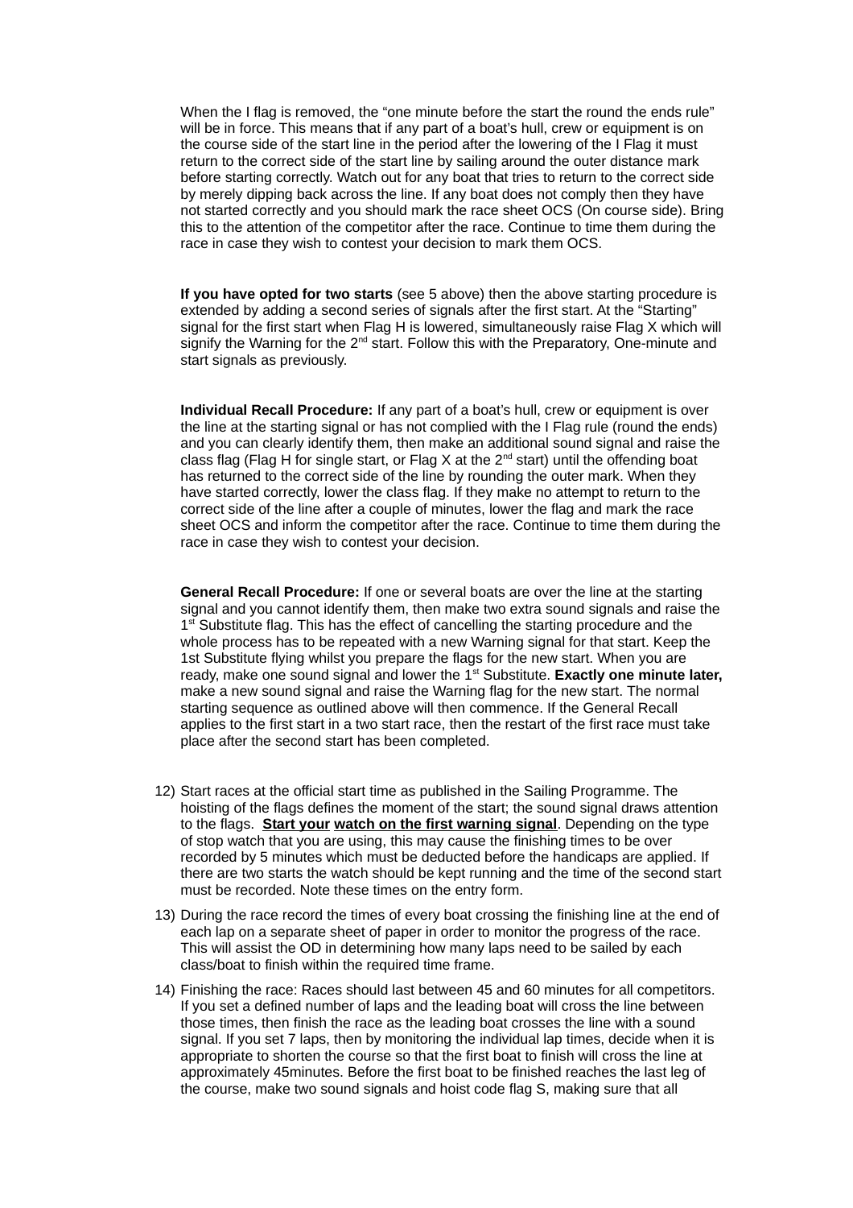When the I flag is removed, the "one minute before the start the round the ends rule" will be in force. This means that if any part of a boat's hull, crew or equipment is on the course side of the start line in the period after the lowering of the I Flag it must return to the correct side of the start line by sailing around the outer distance mark before starting correctly. Watch out for any boat that tries to return to the correct side by merely dipping back across the line. If any boat does not comply then they have not started correctly and you should mark the race sheet OCS (On course side). Bring this to the attention of the competitor after the race. Continue to time them during the race in case they wish to contest your decision to mark them OCS.

**If you have opted for two starts** (see 5 above) then the above starting procedure is extended by adding a second series of signals after the first start. At the "Starting" signal for the first start when Flag H is lowered, simultaneously raise Flag X which will signify the Warning for the 2nd start. Follow this with the Preparatory, One-minute and start signals as previously.

**Individual Recall Procedure:** If any part of a boat's hull, crew or equipment is over the line at the starting signal or has not complied with the I Flag rule (round the ends) and you can clearly identify them, then make an additional sound signal and raise the class flag (Flag H for single start, or Flag X at the 2nd start) until the offending boat has returned to the correct side of the line by rounding the outer mark. When they have started correctly, lower the class flag. If they make no attempt to return to the correct side of the line after a couple of minutes, lower the flag and mark the race sheet OCS and inform the competitor after the race. Continue to time them during the race in case they wish to contest your decision.

**General Recall Procedure:** If one or several boats are over the line at the starting signal and you cannot identify them, then make two extra sound signals and raise the 1st Substitute flag. This has the effect of cancelling the starting procedure and the whole process has to be repeated with a new Warning signal for that start. Keep the 1st Substitute flying whilst you prepare the flags for the new start. When you are ready, make one sound signal and lower the 1st Substitute. **Exactly one minute later,** make a new sound signal and raise the Warning flag for the new start. The normal starting sequence as outlined above will then commence. If the General Recall applies to the first start in a two start race, then the restart of the first race must take place after the second start has been completed.

12) Start races at the official start time as published in the Sailing Programme. The hoisting of the flags defines the moment of the start; the sound signal draws attention to the flags. **<u>Start your watch on the first warning signal</u>**. Depending on the type of stop watch that you are using, this may cause the finishing times to be over recorded by 5 minutes which must be deducted before the handicaps are applied. If there are two starts the watch should be kept running and the time of the second start must be recorded. Note these times on the entry form.

13) During the race record the times of every boat crossing the finishing line at the end of each lap on a separate sheet of paper in order to monitor the progress of the race. This will assist the OD in determining how many laps need to be sailed by each class/boat to finish within the required time frame.

14) Finishing the race: Races should last between 45 and 60 minutes for all competitors. If you set a defined number of laps and the leading boat will cross the line between those times, then finish the race as the leading boat crosses the line with a sound signal. If you set 7 laps, then by monitoring the individual lap times, decide when it is appropriate to shorten the course so that the first boat to finish will cross the line at approximately 45minutes. Before the first boat to be finished reaches the last leg of the course, make two sound signals and hoist code flag S, making sure that all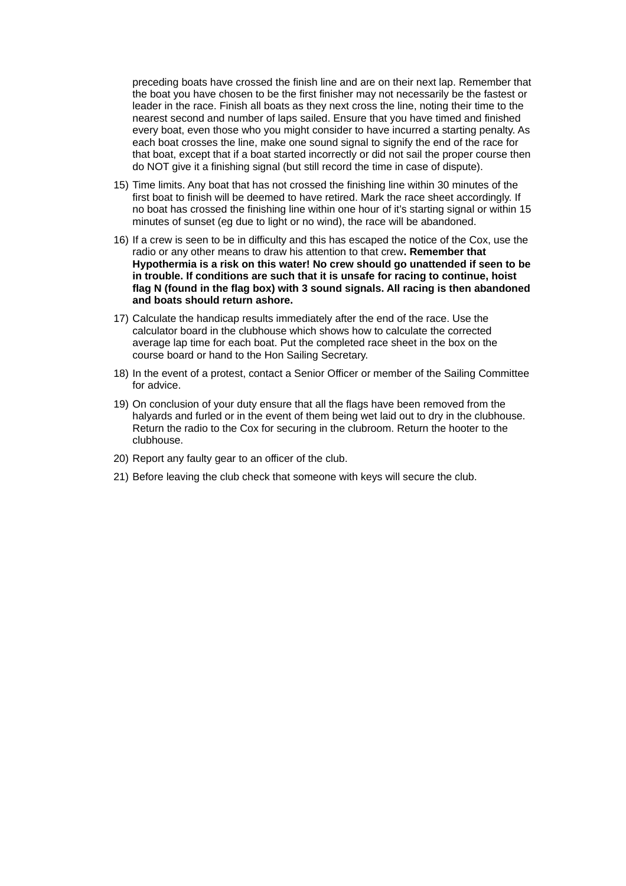preceding boats have crossed the finish line and are on their next lap. Remember that the boat you have chosen to be the first finisher may not necessarily be the fastest or leader in the race. Finish all boats as they next cross the line, noting their time to the nearest second and number of laps sailed. Ensure that you have timed and finished every boat, even those who you might consider to have incurred a starting penalty. As each boat crosses the line, make one sound signal to signify the end of the race for that boat, except that if a boat started incorrectly or did not sail the proper course then do NOT give it a finishing signal (but still record the time in case of dispute).

15) Time limits. Any boat that has not crossed the finishing line within 30 minutes of the first boat to finish will be deemed to have retired. Mark the race sheet accordingly. If no boat has crossed the finishing line within one hour of it's starting signal or within 15 minutes of sunset (eg due to light or no wind), the race will be abandoned.
16) If a crew is seen to be in difficulty and this has escaped the notice of the Cox, use the radio or any other means to draw his attention to that crew**. Remember that Hypothermia is a risk on this water! No crew should go unattended if seen to be in trouble. If conditions are such that it is unsafe for racing to continue, hoist flag N (found in the flag box) with 3 sound signals. All racing is then abandoned and boats should return ashore.**
17) Calculate the handicap results immediately after the end of the race. Use the calculator board in the clubhouse which shows how to calculate the corrected average lap time for each boat. Put the completed race sheet in the box on the course board or hand to the Hon Sailing Secretary.
18) In the event of a protest, contact a Senior Officer or member of the Sailing Committee for advice.
19) On conclusion of your duty ensure that all the flags have been removed from the halyards and furled or in the event of them being wet laid out to dry in the clubhouse. Return the radio to the Cox for securing in the clubroom. Return the hooter to the clubhouse.
20) Report any faulty gear to an officer of the club.
21) Before leaving the club check that someone with keys will secure the club.